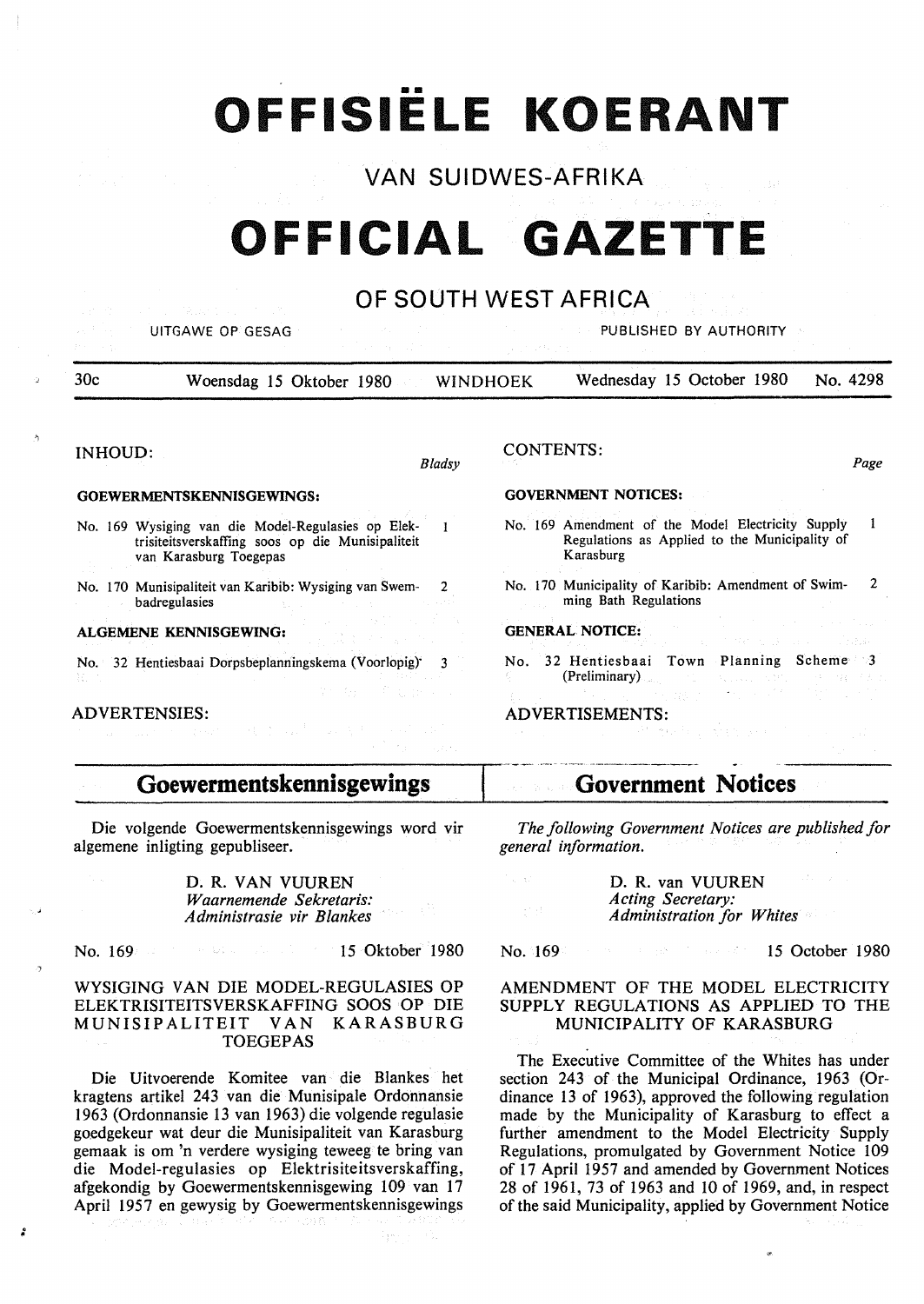# OFFISIËLE KOERANT

## VAN SUIDWES-AFRIKA

# OFFICIAL GAZETTE

## OF SOUTH WEST AFRICA

UITGAWE OP GESAG — PUBLISHED BY AUTHORITY

30c — Woensdag 15 Oktober 1980 — WINDHOEK — Wednesday 15 October 1980 — No. 4298

**INHOUD:** *Bladsy*

**GOEWERMENTSKENNISGEWINGS:**

No. 169 Wysiging van die Model-Regulasies op Elektrisiteitsverskaffing soos op die Munisipaliteit van Karasburg Toegepas — 1

No. 170 Munisipaliteit van Karibib: Wysiging van Swembadregulasies — 2

**ALGEMENE KENNISGEWING:**

No. 32 Hentiesbaai Dorpsbeplanningskema (Voorlopig) — 3

ADVERTENSIES:

**CONTENTS:** *Page*

**GOVERNMENT NOTICES:**

No. 169 Amendment of the Model Electricity Supply Regulations as Applied to the Municipality of Karasburg — 1

No. 170 Municipality of Karibib: Amendment of Swimming Bath Regulations — 2

**GENERAL NOTICE:**

No. 32 Hentiesbaai Town Planning Scheme (Preliminary) — 3

ADVERTISEMENTS:

## Goewermentskennisgewings

Die volgende Goewermentskennisgewings word vir algemene inligting gepubliseer.

D. R. VAN VUUREN
*Waarnemende Sekretaris:*
*Administrasie vir Blankes*

No. 169 — 15 Oktober 1980

### WYSIGING VAN DIE MODEL-REGULASIES OP ELEKTRISITEITSVERSKAFFING SOOS OP DIE MUNISIPALITEIT VAN KARASBURG TOEGEPAS

Die Uitvoerende Komitee van die Blankes het kragtens artikel 243 van die Munisipale Ordonnansie 1963 (Ordonnansie 13 van 1963) die volgende regulasie goedgekeur wat deur die Munisipaliteit van Karasburg gemaak is om 'n verdere wysiging teweeg te bring van die Model-regulasies op Elektrisiteitsverskaffing, afgekondig by Goewermentskennisgewing 109 van 17 April 1957 en gewysig by Goewermentskennisgewings

## Government Notices

*The following Government Notices are published for general information.*

D. R. van VUUREN
*Acting Secretary:*
*Administration for Whites*

No. 169 — 15 October 1980

### AMENDMENT OF THE MODEL ELECTRICITY SUPPLY REGULATIONS AS APPLIED TO THE MUNICIPALITY OF KARASBURG

The Executive Committee of the Whites has under section 243 of the Municipal Ordinance, 1963 (Ordinance 13 of 1963), approved the following regulation made by the Municipality of Karasburg to effect a further amendment to the Model Electricity Supply Regulations, promulgated by Government Notice 109 of 17 April 1957 and amended by Government Notices 28 of 1961, 73 of 1963 and 10 of 1969, and, in respect of the said Municipality, applied by Government Notice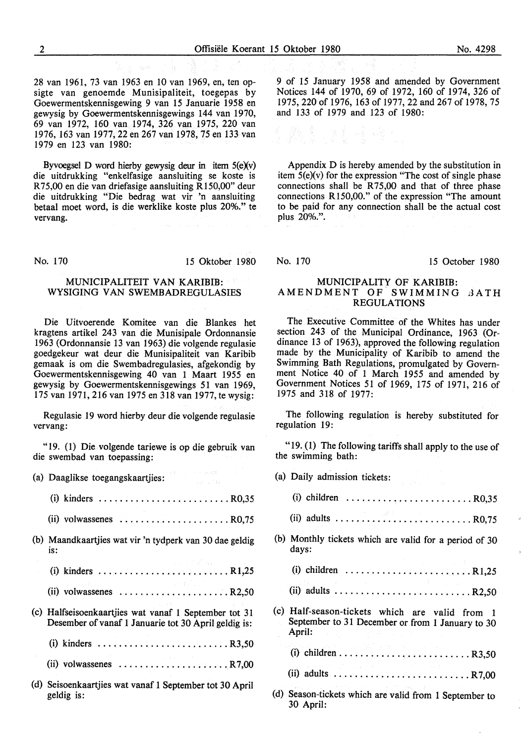28 van 1961, 73 van 1963 en 10 van 1969, en, ten opsigte van genoemde Munisipaliteit, toegepas by Goewermentskennisgewing 9 van 15 Januarie 1958 en gewysig by Goewermentskennisgewings 144 van 1970, 69 van 1972, 160 van 1974, 326 van 1975, 220 van 1976, 163 van 1977, 22 en 267 van 1978, 75 en 133 van 1979 en 123 van 1980:

Byvoegsel D word hierby gewysig deur in item 5(e)(v) die uitdrukking "enkelfasige aansluiting se koste is R75,00 en die van driefasige aansluiting R150,00" deur die uitdrukking "Die bedrag wat vir 'n aansluiting betaal moet word, is die werklike koste plus 20%." te vervang.

9 of 15 January 1958 and amended by Government Notices 144 of 1970, 69 of 1972, 160 of 1974, 326 of 1975, 220 of 1976, 163 of 1977, 22 and 267 of 1978, 75 and 133 of 1979 and 123 of 1980:

Appendix D is hereby amended by the substitution in item 5(e)(v) for the expression "The cost of single phase connections shall be R75,00 and that of three phase connections R150,00." of the expression "The amount to be paid for any connection shall be the actual cost plus 20%.".

No. 170 15 Oktober 1980

## MUNICIPALITEIT VAN KARIBIB: WYSIGING VAN SWEMBADREGULASIES

Die Uitvoerende Komitee van die Blankes het kragtens artikel 243 van die Munisipale Ordonnansie 1963 (Ordonnansie 13 van 1963) die volgende regulasie goedgekeur wat deur die Munisipaliteit van Karibib gemaak is om die Swembadregulasies, afgekondig by Goewermentskennisgewing 40 van 1 Maart 1955 en gewysig by Goewermentskennisgewings 51 van 1969, 175 van 1971, 216 van 1975 en 318 van 1977, te wysig:

Regulasie 19 word hierby deur die volgende regulasie vervang:

"19. (1) Die volgende tariewe is op die gebruik van die swembad van toepassing:

(a) Daaglikse toegangskaartjies:

(i) kinders .......................... R0,35

(ii) volwassenes ..................... R0,75

(b) Maandkaartjies wat vir 'n tydperk van 30 dae geldig is:

(i) kinders .......................... R1,25

(ii) volwassenes ..................... R2,50

(c) Halfseisoenkaartjies wat vanaf 1 September tot 31 Desember of vanaf 1 Januarie tot 30 April geldig is:

(i) kinders .......................... R3,50

(ii) volwassenes ..................... R7,00

(d) Seisoenkaartjies wat vanaf 1 September tot 30 April geldig is:

No. 170 15 October 1980

## MUNICIPALITY OF KARIBIB: AMENDMENT OF SWIMMING BATH REGULATIONS

The Executive Committee of the Whites has under section 243 of the Municipal Ordinance, 1963 (Ordinance 13 of 1963), approved the following regulation made by the Municipality of Karibib to amend the Swimming Bath Regulations, promulgated by Government Notice 40 of 1 March 1955 and amended by Government Notices 51 of 1969, 175 of 1971, 216 of 1975 and 318 of 1977:

The following regulation is hereby substituted for regulation 19:

"19. (1) The following tariffs shall apply to the use of the swimming bath:

(a) Daily admission tickets:

(i) children ........................ R0,35

(ii) adults .......................... R0,75

(b) Monthly tickets which are valid for a period of 30 days:

(i) children ........................ R1,25

(ii) adults .......................... R2,50

(c) Half-season-tickets which are valid from 1 September to 31 December or from 1 January to 30 April:

(i) children ........................ R3,50

(ii) adults .......................... R7,00

(d) Season-tickets which are valid from 1 September to 30 April: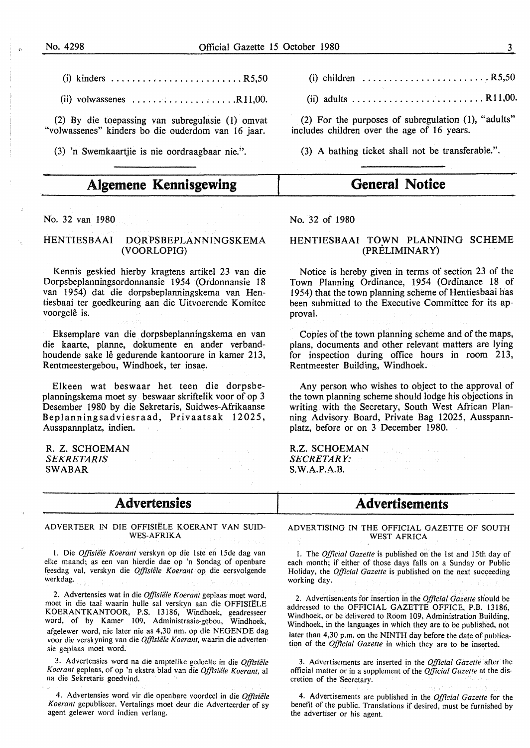(i) kinders ........................... R5,50

(ii) volwassenes .................... R11,00.

(2) By die toepassing van subregulasie (1) omvat "volwassenes" kinders bo die ouderdom van 16 jaar.

(3) 'n Swemkaartjie is nie oordraagbaar nie.".

(i) children ........................ R5,50

(ii) adults .......................... R11,00.

(2) For the purposes of subregulation (1), "adults" includes children over the age of 16 years.

(3) A bathing ticket shall not be transferable.".

## Algemene Kennisgewing

No. 32 van 1980

HENTIESBAAI DORPSBEPLANNINGSKEMA (VOORLOPIG)

Kennis geskied hierby kragtens artikel 23 van die Dorpsbeplanningsordonnansie 1954 (Ordonnansie 18 van 1954) dat die dorpsbeplanningskema van Hentiesbaai ter goedkeuring aan die Uitvoerende Komitee voorgelê is.

Eksemplare van die dorpsbeplanningskema en van die kaarte, planne, dokumente en ander verbandhoudende sake lê gedurende kantoorure in kamer 213, Rentmeestergebou, Windhoek, ter insae.

Elkeen wat beswaar het teen die dorpsbeplanningskema moet sy beswaar skriftelik voor of op 3 Desember 1980 by die Sekretaris, Suidwes-Afrikaanse Beplanningsadviesraad, Privaatsak 12025, Ausspannplatz, indien.

R. Z. SCHOEMAN
*SEKRETARIS*
SWABAR

## General Notice

No. 32 of 1980

HENTIESBAAI TOWN PLANNING SCHEME (PRELIMINARY)

Notice is hereby given in terms of section 23 of the Town Planning Ordinance, 1954 (Ordinance 18 of 1954) that the town planning scheme of Hentiesbaai has been submitted to the Executive Committee for its approval.

Copies of the town planning scheme and of the maps, plans, documents and other relevant matters are lying for inspection during office hours in room 213, Rentmeester Building, Windhoek.

Any person who wishes to object to the approval of the town planning scheme should lodge his objections in writing with the Secretary, South West African Planning Advisory Board, Private Bag 12025, Ausspannplatz, before or on 3 December 1980.

R.Z. SCHOEMAN
*SECRETARY:*
S.W.A.P.A.B.

## Advertensies

ADVERTEER IN DIE OFFISIËLE KOERANT VAN SUIDWES-AFRIKA

1. Die *Offisiële Koerant* verskyn op die 1ste en 15de dag van elke maand; as een van hierdie dae op 'n Sondag of openbare feesdag val, verskyn die *Offisiële Koerant* op die eersvolgende werkdag.

2. Advertensies wat in die *Offisiële Koerant* geplaas moet word, moet in die taal waarin hulle sal verskyn aan die OFFISIËLE KOERANTKANTOOR, P.S. 13186, Windhoek, geadresseer word, of by Kamer 109, Administrasie-gebou, Windhoek, afgelewer word, nie later nie as 4,30 nm. op die NEGENDE dag voor die verskyning van die *Offisiële Koerant*, waarin die advertensie geplaas moet word.

3. Advertensies word na die amptelike gedeelte in die *Offisiële Koerant* geplaas, of op 'n ekstra blad van die *Offisiële Koerant*, al na die Sekretaris goedvind.

4. Advertensies word vir die openbare voordeel in die *Offisiële Koerant* gepubliseer. Vertalings moet deur die Adverteerder of sy agent gelewer word indien verlang.

## Advertisements

ADVERTISING IN THE OFFICIAL GAZETTE OF SOUTH WEST AFRICA

1. The *Official Gazette* is published on the 1st and 15th day of each month; if either of those days falls on a Sunday or Public Holiday, the *Official Gazette* is published on the next succeeding working day.

2. Advertisements for insertion in the *Official Gazette* should be addressed to the OFFICIAL GAZETTE OFFICE, P.B. 13186, Windhoek, or be delivered to Room 109, Administration Building, Windhoek, in the languages in which they are to be published, not later than 4,30 p.m. on the NINTH day before the date of publication of the *Official Gazette* in which they are to be inserted.

3. Advertisements are inserted in the *Official Gazette* after the official matter or in a supplement of the *Official Gazette* at the discretion of the Secretary.

4. Advertisements are published in the *Official Gazette* for the benefit of the public. Translations if desired, must be furnished by the advertiser or his agent.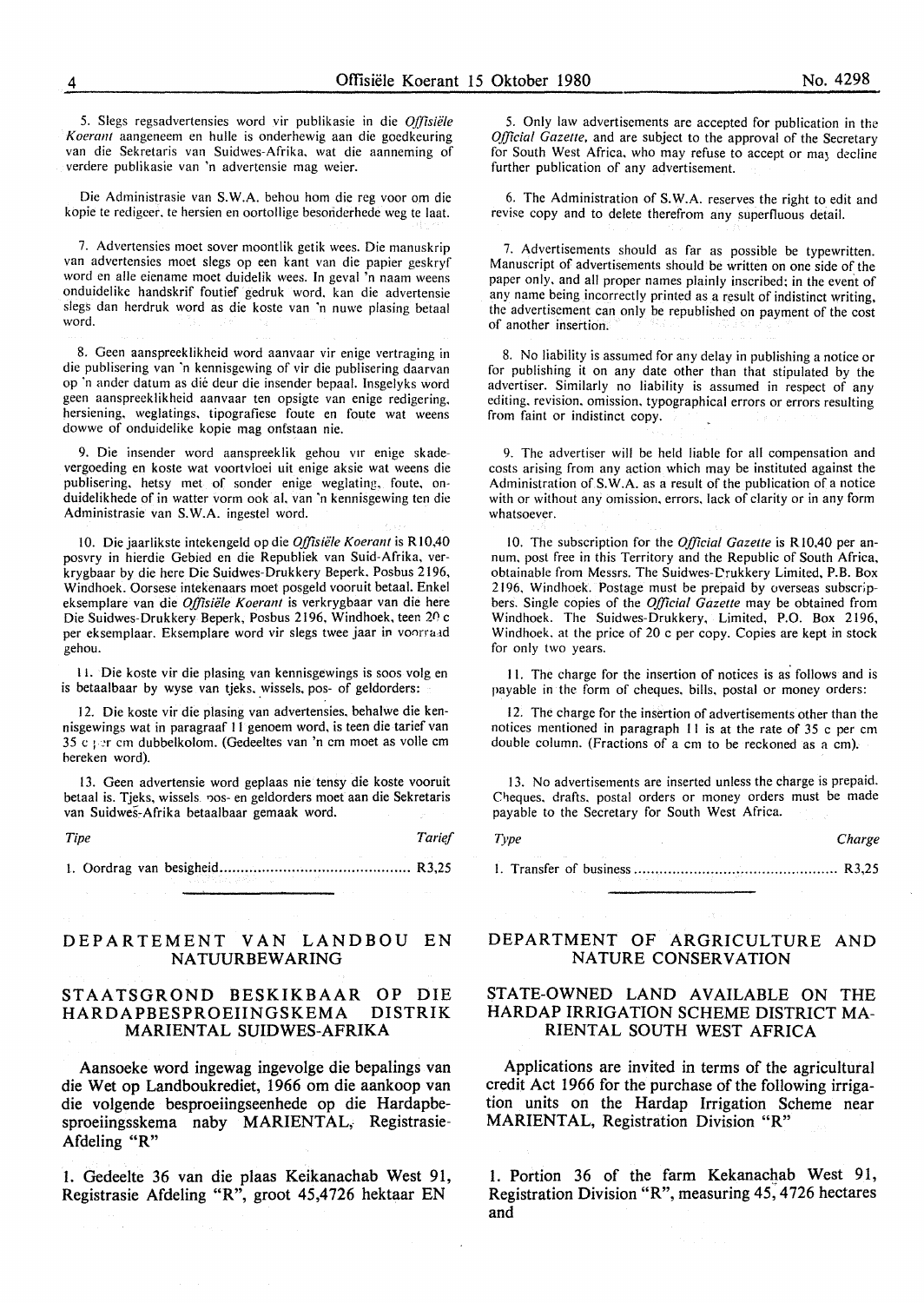5. Slegs regsadvertensies word vir publikasie in die *Offisiële Koerant* aangeneem en hulle is onderhewig aan die goedkeuring van die Sekretaris van Suidwes-Afrika, wat die aanneming of verdere publikasie van 'n advertensie mag weier.

Die Administrasie van S.W.A. behou hom die reg voor om die kopie te redigeer, te hersien en oortollige besonderhede weg te laat.

7. Advertensies moet sover moontlik getik wees. Die manuskrip van advertensies moet slegs op een kant van die papier geskryf word en alle eiename moet duidelik wees. In geval 'n naam weens onduidelike handskrif foutief gedruk word, kan die advertensie slegs dan herdruk word as die koste van 'n nuwe plasing betaal word.

8. Geen aanspreeklikheid word aanvaar vir enige vertraging in die publisering van 'n kennisgewing of vir die publisering daarvan op 'n ander datum as dié deur die insender bepaal. Insgelyks word geen aanspreeklikheid aanvaar ten opsigte van enige redigering, hersiening, weglatings, tipografiese foute en foute wat weens dowwe of onduidelike kopie mag ontstaan nie.

9. Die insender word aanspreeklik gehou vir enige skadevergoeding en koste wat voortvloei uit enige aksie wat weens die publisering, hetsy met of sonder enige weglating, foute, onduidelikhede of in watter vorm ook al, van 'n kennisgewing ten die Administrasie van S.W.A. ingestel word.

10. Die jaarlikste intekengeld op die *Offisiële Koerant* is R10,40 posvry in hierdie Gebied en die Republiek van Suid-Afrika, verkrygbaar by die here Die Suidwes-Drukkery Beperk, Posbus 2196, Windhoek. Oorsese intekenaars moet posgeld vooruit betaal. Enkel eksemplare van die *Offisiële Koerant* is verkrygbaar van die here Die Suidwes-Drukkery Beperk, Posbus 2196, Windhoek, teen 20 c per eksemplaar. Eksemplare word vir slegs twee jaar in voorraad gehou.

11. Die koste vir die plasing van kennisgewings is soos volg en is betaalbaar by wyse van tjeks, wissels, pos- of geldorders:

12. Die koste vir die plasing van advertensies, behalwe die kennisgewings wat in paragraaf 11 genoem word, is teen die tarief van 35 c per cm dubbelkolom. (Gedeeltes van 'n cm moet as volle cm bereken word).

13. Geen advertensie word geplaas nie tensy die koste vooruit betaal is. Tjeks, wissels, pos- en geldorders moet aan die Sekretaris van Suidwes-Afrika betaalbaar gemaak word.

| *Tipe* | *Tarief* |
|---|---|
| 1. Oordrag van besigheid | R3,25 |

5. Only law advertisements are accepted for publication in the *Official Gazette*, and are subject to the approval of the Secretary for South West Africa, who may refuse to accept or may decline further publication of any advertisement.

6. The Administration of S.W.A. reserves the right to edit and revise copy and to delete therefrom any superfluous detail.

7. Advertisements should as far as possible be typewritten. Manuscript of advertisements should be written on one side of the paper only, and all proper names plainly inscribed; in the event of any name being incorrectly printed as a result of indistinct writing, the advertisement can only be republished on payment of the cost of another insertion.

8. No liability is assumed for any delay in publishing a notice or for publishing it on any date other than that stipulated by the advertiser. Similarly no liability is assumed in respect of any editing, revision, omission, typographical errors or errors resulting from faint or indistinct copy.

9. The advertiser will be held liable for all compensation and costs arising from any action which may be instituted against the Administration of S.W.A. as a result of the publication of a notice with or without any omission, errors, lack of clarity or in any form whatsoever.

10. The subscription for the *Official Gazette* is R10,40 per annum, post free in this Territory and the Republic of South Africa, obtainable from Messrs. The Suidwes-Drukkery Limited, P.B. Box 2196, Windhoek. Postage must be prepaid by overseas subscribers. Single copies of the *Official Gazette* may be obtained from Windhoek. The Suidwes-Drukkery, Limited, P.O. Box 2196, Windhoek, at the price of 20 c per copy. Copies are kept in stock for only two years.

11. The charge for the insertion of notices is as follows and is payable in the form of cheques, bills, postal or money orders:

12. The charge for the insertion of advertisements other than the notices mentioned in paragraph 11 is at the rate of 35 c per cm double column. (Fractions of a cm to be reckoned as a cm).

13. No advertisements are inserted unless the charge is prepaid. Cheques, drafts, postal orders or money orders must be made payable to the Secretary for South West Africa.

| *Type* | *Charge* |
|---|---|
| 1. Transfer of business | R3,25 |

## DEPARTEMENT VAN LANDBOU EN NATUURBEWARING

### STAATSGROND BESKIKBAAR OP DIE HARDAPBESPROEIINGSKEMA DISTRIK MARIENTAL SUIDWES-AFRIKA

Aansoeke word ingewag ingevolge die bepalings van die Wet op Landboukrediet, 1966 om die aankoop van die volgende besproeiingseenhede op die Hardapbesproeiingsskema naby MARIENTAL, Registrasie-Afdeling "R"

1. Gedeelte 36 van die plaas Keikanachab West 91, Registrasie Afdeling "R", groot 45,4726 hektaar EN

## DEPARTMENT OF AGRICULTURE AND NATURE CONSERVATION

### STATE-OWNED LAND AVAILABLE ON THE HARDAP IRRIGATION SCHEME DISTRICT MARIENTAL SOUTH WEST AFRICA

Applications are invited in terms of the agricultural credit Act 1966 for the purchase of the following irrigation units on the Hardap Irrigation Scheme near MARIENTAL, Registration Division "R"

1. Portion 36 of the farm Kekanachab West 91, Registration Division "R", measuring 45,4726 hectares and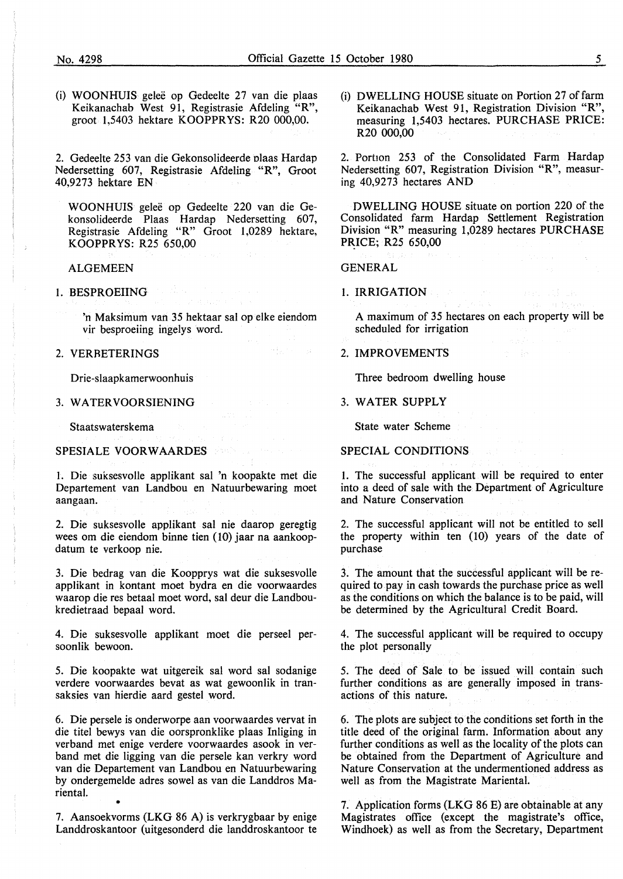(i) WOONHUIS geleë op Gedeelte 27 van die plaas Keikanachab West 91, Registrasie Afdeling "R", groot 1,5403 hektare KOOPPRYS: R20 000,00.

2. Gedeelte 253 van die Gekonsolideerde plaas Hardap Nedersetting 607, Registrasie Afdeling "R", Groot 40,9273 hektare EN

WOONHUIS geleë op Gedeelte 220 van die Gekonsolideerde Plaas Hardap Nedersetting 607, Registrasie Afdeling "R" Groot 1,0289 hektare, KOOPPRYS: R25 650,00

ALGEMEEN

1. BESPROEIING

'n Maksimum van 35 hektaar sal op elke eiendom vir besproeiing ingelys word.

2. VERBETERINGS

Drie-slaapkamerwoonhuis

3. WATERVOORSIENING

Staatswaterskema

SPESIALE VOORWAARDES

1. Die suksesvolle applikant sal 'n koopakte met die Departement van Landbou en Natuurbewaring moet aangaan.

2. Die suksesvolle applikant sal nie daarop geregtig wees om die eiendom binne tien (10) jaar na aankoopdatum te verkoop nie.

3. Die bedrag van die Koopprys wat die suksesvolle applikant in kontant moet bydra en die voorwaardes waarop die res betaal moet word, sal deur die Landboukredietraad bepaal word.

4. Die suksesvolle applikant moet die perseel persoonlik bewoon.

5. Die koopakte wat uitgereik sal word sal sodanige verdere voorwaardes bevat as wat gewoonlik in transaksies van hierdie aard gestel word.

6. Die persele is onderworpe aan voorwaardes vervat in die titel bewys van die oorspronklike plaas Inliging in verband met enige verdere voorwaardes asook in verband met die ligging van die persele kan verkry word van die Departement van Landbou en Natuurbewaring by ondergemelde adres sowel as van die Landdros Mariental.

7. Aansoekvorms (LKG 86 A) is verkrygbaar by enige Landdroskantoor (uitgesonderd die landdroskantoor te

(i) DWELLING HOUSE situate on Portion 27 of farm Keikanachab West 91, Registration Division "R", measuring 1,5403 hectares. PURCHASE PRICE: R20 000,00

2. Portion 253 of the Consolidated Farm Hardap Nedersetting 607, Registration Division "R", measuring 40,9273 hectares AND

DWELLING HOUSE situate on portion 220 of the Consolidated farm Hardap Settlement Registration Division "R" measuring 1,0289 hectares PURCHASE PRICE; R25 650,00

GENERAL

1. IRRIGATION

A maximum of 35 hectares on each property will be scheduled for irrigation

2. IMPROVEMENTS

Three bedroom dwelling house

3. WATER SUPPLY

State water Scheme

SPECIAL CONDITIONS

1. The successful applicant will be required to enter into a deed of sale with the Department of Agriculture and Nature Conservation

2. The successful applicant will not be entitled to sell the property within ten (10) years of the date of purchase

3. The amount that the successful applicant will be required to pay in cash towards the purchase price as well as the conditions on which the balance is to be paid, will be determined by the Agricultural Credit Board.

4. The successful applicant will be required to occupy the plot personally

5. The deed of Sale to be issued will contain such further conditions as are generally imposed in transactions of this nature.

6. The plots are subject to the conditions set forth in the title deed of the original farm. Information about any further conditions as well as the locality of the plots can be obtained from the Department of Agriculture and Nature Conservation at the undermentioned address as well as from the Magistrate Mariental.

7. Application forms (LKG 86 E) are obtainable at any Magistrates office (except the magistrate's office, Windhoek) as well as from the Secretary, Department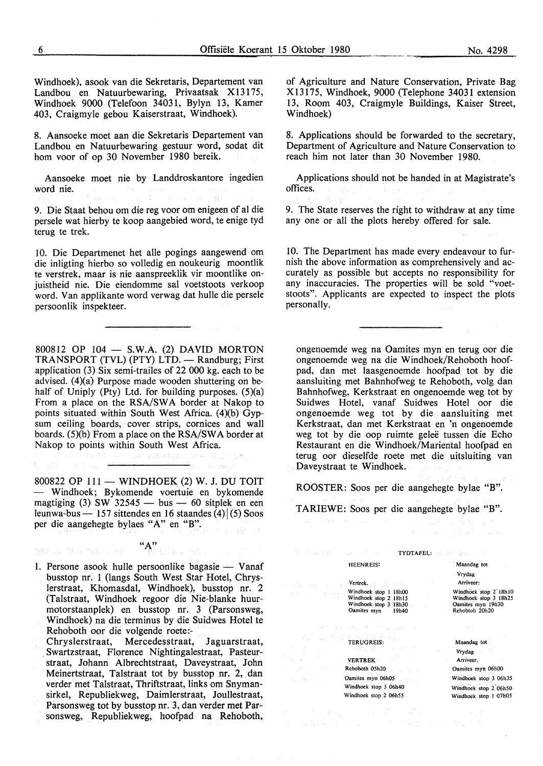Windhoek), asook van die Sekretaris, Departement van Landbou en Natuurbewaring, Privaatsak X13175, Windhoek 9000 (Telefoon 34031, Bylyn 13, Kamer 403, Craigmyle gebou Kaiserstraat, Windhoek).

8. Aansoeke moet aan die Sekretaris Departement van Landbou en Natuurbewaring gestuur word, sodat dit hom voor of op 30 November 1980 bereik.

Aansoeke moet nie by Landdroskantore ingedien word nie.

9. Die Staat behou om die reg voor om enigeen of al die persele wat hierby te koop aangebied word, te enige tyd terug te trek.

10. Die Departmenet het alle pogings aangewend om die inligting hierbo so volledig en noukeurig moontlik te verstrek, maar is nie aanspreeklik vir moontlike onjuistheid nie. Die eiendomme sal voetstoots verkoop word. Van applikante word verwag dat hulle die persele persoonlik inspekteer.

of Agriculture and Nature Conservation, Private Bag X13175, Windhoek, 9000 (Telephone 34031 extension 13, Room 403, Craigmyle Buildings, Kaiser Street, Windhoek)

8. Applications should be forwarded to the secretary, Department of Agriculture and Nature Conservation to reach him not later than 30 November 1980.

Applications should not be handed in at Magistrate's offices.

9. The State reserves the right to withdraw at any time any one or all the plots hereby offered for sale.

10. The Department has made every endeavour to furnish the above information as comprehensively and accurately as possible but accepts no responsibility for any inaccuracies. The properties will be sold "voetstoots". Applicants are expected to inspect the plots personally.

---

800812 OP 104 — S.W.A. (2) DAVID MORTON TRANSPORT (TVL) (PTY) LTD. — Randburg; First application (3) Six semi-trailes of 22 000 kg. each to be advised. (4)(a) Purpose made wooden shuttering on behalf of Uniply (Pty) Ltd. for building purposes. (5)(a) From a place on the RSA/SWA border at Nakop to points situated within South West Africa. (4)(b) Gypsum ceiling boards, cover strips, cornices and wall boards. (5)(b) From a place on the RSA/SWA border at Nakop to points within South West Africa.

---

800822 OP 111 — WINDHOEK (2) W. J. DU TOIT — Windhoek; Bykomende voertuie en bykomende magtiging (3) SW 32545 — bus — 60 sitplek en een leunwa-bus — 157 sittendes en 16 staandes (4)|(5) Soos per die aangehegte bylaes "A" en "B".

"A"

1. Persone asook hulle persoonlike bagasie — Vanaf busstop nr. 1 (langs South West Star Hotel, Chryslerstraat, Khomasdal, Windhoek), busstop nr. 2 (Talstraat, Windhoek regoor die Nie-blanke huurmotorstaanplek) en busstop nr. 3 (Parsonsweg, Windhoek) na die terminus by die Suidwes Hotel te Rehoboth oor die volgende roete:-
Chryslerstraat, Mercedesstraat, Jaguarstraat, Swartzstraat, Florence Nightingalestraat, Pasteurstraat, Johann Albrechtstraat, Daveystraat, John Meinertstraat, Talstraat tot by busstop nr. 2, dan verder met Talstraat, Thriftstraat, links om Snymansirkel, Republiekweg, Daimlerstraat, Joullestraat, Parsonsweg tot by busstop nr. 3, dan verder met Parsonsweg, Republiekweg, hoofpad na Rehoboth, ongenoemde weg na Oamites myn en terug oor die ongenoemde weg na die Windhoek/Rehoboth hoofpad, dan met laasgenoemde hoofpad tot by die aansluiting met Bahnhofweg te Rehoboth, volg dan Bahnhofweg, Kerkstraat en ongenoemde weg tot by Suidwes Hotel, vanaf Suidwes Hotel oor die ongenoemde weg tot by die aansluiting met Kerkstraat, dan met Kerkstraat en 'n ongenoemde weg tot by die oop ruimte geleë tussen die Echo Restaurant en die Windhoek/Mariental hoofpad en terug oor dieselfde roete met die uitsluiting van Daveystraat te Windhoek.

ROOSTER: Soos per die aangehegte bylae "B".

TARIEWE: Soos per die aangehegte bylae "B".

TYDTAFEL:

| HEENREIS: | Maandag tot Vrydag |
|---|---|
| Vertrek. | Arriveer: |
| Windhoek stop 1 18h00 | Windhoek stop 2 18h10 |
| Windhoek stop 2 18h15 | Windhoek stop 3 18h25 |
| Windhoek stop 3 18h30 | Oamites myn 19h30 |
| Oamites myn 19h40 | Rehobtoh 20h20 |

| TERUGREIS: | Maandag tot Vrydag |
|---|---|
| VERTREK | Arriveer. |
| Rehoboth 05h20 | Oamites myn 06h00 |
| Oamites myn 06h05 | Windhoek stop 3 06h35 |
| Windhoek stop 3 06h40 | Windhoek stop 2 06h50 |
| Windhoek stop 2 06h55 | Windhoek stop 1 07h05 |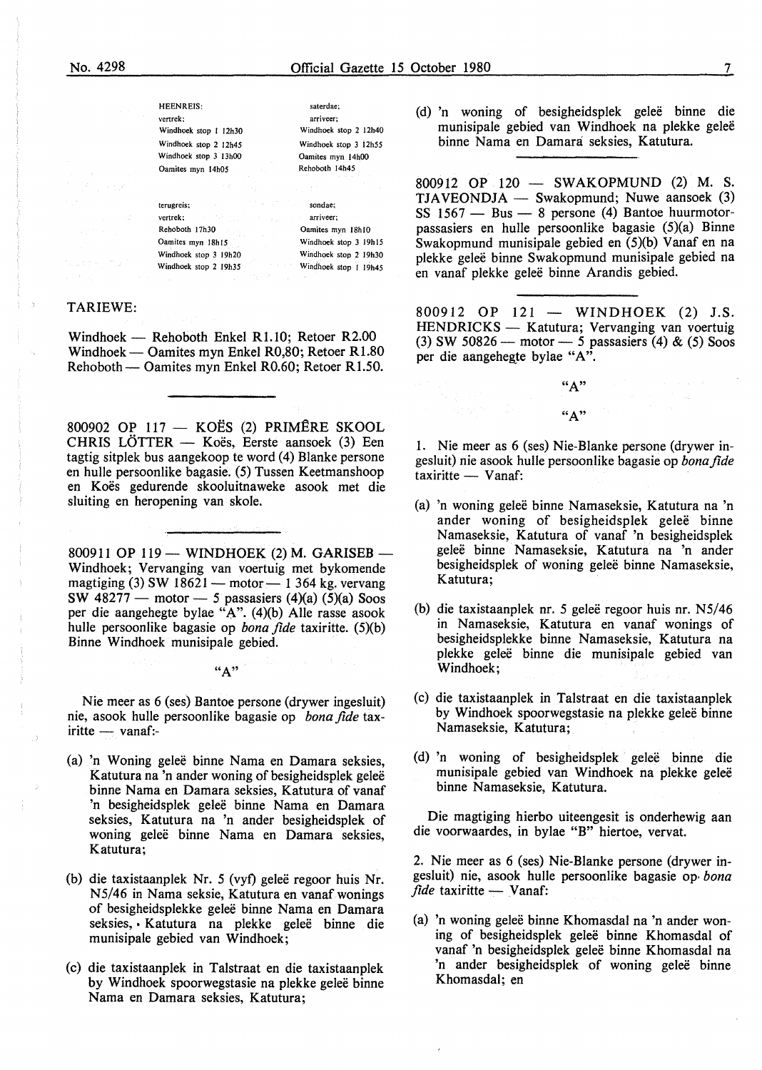| HEENREIS: | saterdae; |
| --- | --- |
| vertrek: | arriveer; |
| Windhoek stop 1 12h30 | Windhoek stop 2 12h40 |
| Windhoek stop 2 12h45 | Windhoek stop 3 12h55 |
| Windhoek stop 3 13h00 | Oamites myn 14h00 |
| Oamites myn 14h05 | Rehoboth 14h45 |

| terugreis; | sondae; |
| --- | --- |
| vertrek; | arriveer; |
| Rehoboth 17h30 | Oamites myn 18h10 |
| Oamites myn 18h15 | Windhoek stop 3 19h15 |
| Windhoek stop 3 19h20 | Windhoek stop 2 19h30 |
| Windhoek stop 2 19h35 | Windhoek stop 1 19h45 |

TARIEWE:

Windhoek — Rehoboth Enkel R1.10; Retoer R2.00
Windhoek — Oamites myn Enkel R0,80; Retoer R1.80
Rehoboth — Oamites myn Enkel R0.60; Retoer R1.50.

---

800902 OP 117 — KOËS (2) PRIMÊRE SKOOL CHRIS LÖTTER — Koës, Eerste aansoek (3) Een tagtig sitplek bus aangekoop te word (4) Blanke persone en hulle persoonlike bagasie. (5) Tussen Keetmanshoop en Koës gedurende skooluitnaweke asook met die sluiting en heropening van skole.

---

800911 OP 119 — WINDHOEK (2) M. GARISEB — Windhoek; Vervanging van voertuig met bykomende magtiging (3) SW 18621 — motor — 1 364 kg. vervang SW 48277 — motor — 5 passasiers (4)(a) (5)(a) Soos per die aangehegte bylae "A". (4)(b) Alle rasse asook hulle persoonlike bagasie op *bona fide* taxiritte. (5)(b) Binne Windhoek munisipale gebied.

"A"

Nie meer as 6 (ses) Bantoe persone (drywer ingesluit) nie, asook hulle persoonlike bagasie op *bona fide* taxiritte — vanaf:-

(a) 'n Woning geleë binne Nama en Damara seksies, Katutura na 'n ander woning of besigheidsplek geleë binne Nama en Damara seksies, Katutura of vanaf 'n besigheidsplek geleë binne Nama en Damara seksies, Katutura na 'n ander besigheidsplek of woning geleë binne Nama en Damara seksies, Katutura;

(b) die taxistaanplek Nr. 5 (vyf) geleë regoor huis Nr. N5/46 in Nama seksie, Katutura en vanaf wonings of besigheidsplekke geleë binne Nama en Damara seksies, Katutura na plekke geleë binne die munisipale gebied van Windhoek;

(c) die taxistaanplek in Talstraat en die taxistaanplek by Windhoek spoorwegstasie na plekke geleë binne Nama en Damara seksies, Katutura;

(d) 'n woning of besigheidsplek geleë binne die munisipale gebied van Windhoek na plekke geleë binne Nama en Damara seksies, Katutura.

---

800912 OP 120 — SWAKOPMUND (2) M. S. TJAVEONDJA — Swakopmund; Nuwe aansoek (3) SS 1567 — Bus — 8 persone (4) Bantoe huurmotorpassasiers en hulle persoonlike bagasie (5)(a) Binne Swakopmund munisipale gebied en (5)(b) Vanaf en na plekke geleë binne Swakopmund munisipale gebied na en vanaf plekke geleë binne Arandis gebied.

---

800912 OP 121 — WINDHOEK (2) J.S. HENDRICKS — Katutura; Vervanging van voertuig (3) SW 50826 — motor — 5 passasiers (4) & (5) Soos per die aangehegte bylae "A".

"A"

"A"

1. Nie meer as 6 (ses) Nie-Blanke persone (drywer ingesluit) nie asook hulle persoonlike bagasie op *bona fide* taxiritte — Vanaf:

(a) 'n woning geleë binne Namaseksie, Katutura na 'n ander woning of besigheidsplek geleë binne Namaseksie, Katutura of vanaf 'n besigheidsplek geleë binne Namaseksie, Katutura na 'n ander besigheidsplek of woning geleë binne Namaseksie, Katutura;

(b) die taxistaanplek nr. 5 geleë regoor huis nr. N5/46 in Namaseksie, Katutura en vanaf wonings of besigheidsplekke binne Namaseksie, Katutura na plekke geleë binne die munisipale gebied van Windhoek;

(c) die taxistaanplek in Talstraat en die taxistaanplek by Windhoek spoorwegstasie na plekke geleë binne Namaseksie, Katutura;

(d) 'n woning of besigheidsplek geleë binne die munisipale gebied van Windhoek na plekke geleë binne Namaseksie, Katutura.

Die magtiging hierbo uiteengesit is onderhewig aan die voorwaardes, in bylae "B" hiertoe, vervat.

2. Nie meer as 6 (ses) Nie-Blanke persone (drywer ingesluit) nie, asook hulle persoonlike bagasie op *bona fide* taxiritte — Vanaf:

(a) 'n woning geleë binne Khomasdal na 'n ander woning of besigheidsplek geleë binne Khomasdal of vanaf 'n besigheidsplek geleë binne Khomasdal na 'n ander besigheidsplek of woning geleë binne Khomasdal; en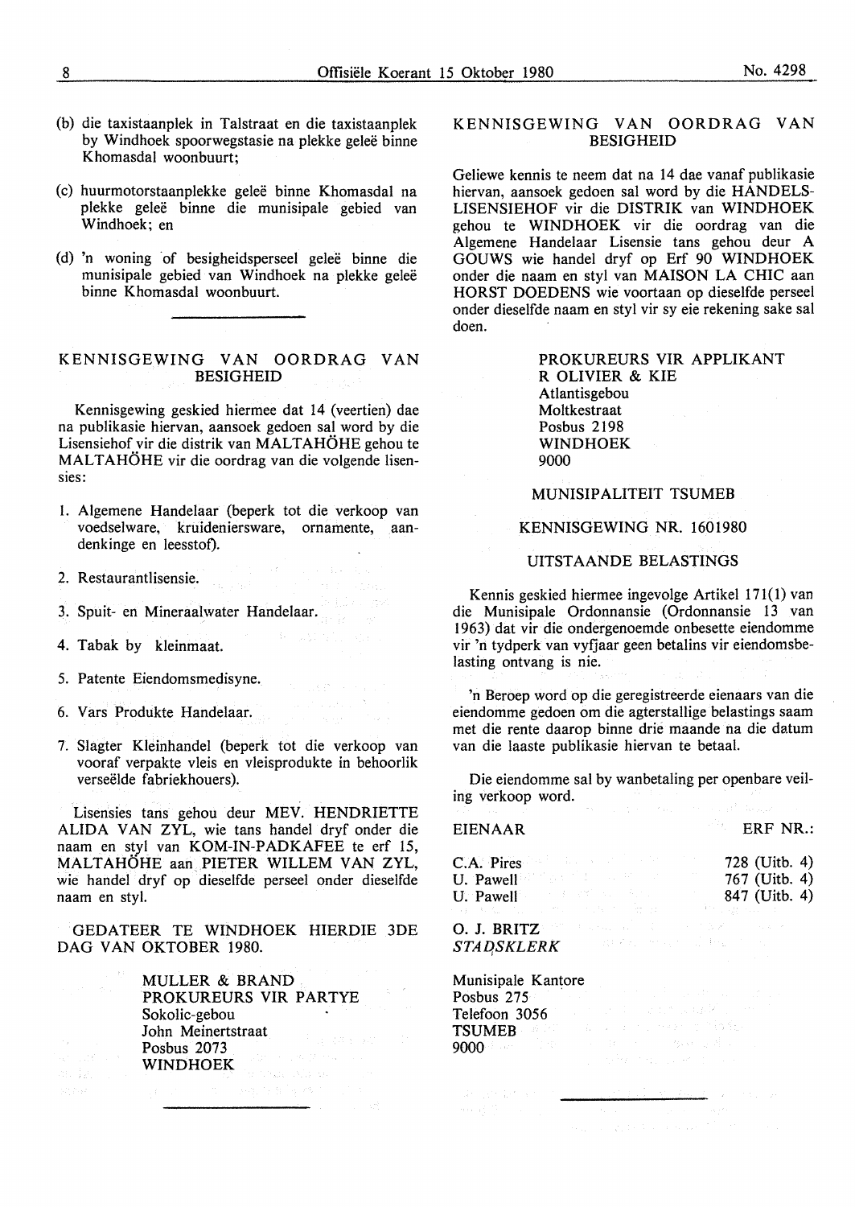(b) die taxistaanplek in Talstraat en die taxistaanplek by Windhoek spoorwegstasie na plekke geleë binne Khomasdal woonbuurt;

(c) huurmotorstaanplekke geleë binne Khomasdal na plekke geleë binne die munisipale gebied van Windhoek; en

(d) 'n woning of besigheidsperseel geleë binne die munisipale gebied van Windhoek na plekke geleë binne Khomasdal woonbuurt.

---

## KENNISGEWING VAN OORDRAG VAN BESIGHEID

Kennisgewing geskied hiermee dat 14 (veertien) dae na publikasie hiervan, aansoek gedoen sal word by die Lisensiehof vir die distrik van MALTAHÖHE gehou te MALTAHÖHE vir die oordrag van die volgende lisensies:

1. Algemene Handelaar (beperk tot die verkoop van voedselware, kruideniersware, ornamente, aandenkinge en leesstof).
2. Restaurantlisensie.
3. Spuit- en Mineraalwater Handelaar.
4. Tabak by kleinmaat.
5. Patente Eiendomsmedisyne.
6. Vars Produkte Handelaar.
7. Slagter Kleinhandel (beperk tot die verkoop van vooraf verpakte vleis en vleisprodukte in behoorlik verseëlde fabriekhouers).

Lisensies tans gehou deur MEV. HENDRIETTE ALIDA VAN ZYL, wie tans handel dryf onder die naam en styl van KOM-IN-PADKAFEE te erf 15, MALTAHÖHE aan PIETER WILLEM VAN ZYL, wie handel dryf op dieselfde perseel onder dieselfde naam en styl.

GEDATEER TE WINDHOEK HIERDIE 3DE DAG VAN OKTOBER 1980.

MULLER & BRAND
PROKUREURS VIR PARTYE
Sokolic-gebou
John Meinertstraat
Posbus 2073
WINDHOEK

---

## KENNISGEWING VAN OORDRAG VAN BESIGHEID

Geliewe kennis te neem dat na 14 dae vanaf publikasie hiervan, aansoek gedoen sal word by die HANDELSLISENSIEHOF vir die DISTRIK van WINDHOEK gehou te WINDHOEK vir die oordrag van die Algemene Handelaar Lisensie tans gehou deur A GOUWS wie handel dryf op Erf 90 WINDHOEK onder die naam en styl van MAISON LA CHIC aan HORST DOEDENS wie voortaan op dieselfde perseel onder dieselfde naam en styl vir sy eie rekening sake sal doen.

PROKUREURS VIR APPLIKANT
R OLIVIER & KIE
Atlantisgebou
Moltkestraat
Posbus 2198
WINDHOEK
9000

## MUNISIPALITEIT TSUMEB

## KENNISGEWING NR. 1601980

## UITSTAANDE BELASTINGS

Kennis geskied hiermee ingevolge Artikel 171(1) van die Munisipale Ordonnansie (Ordonnansie 13 van 1963) dat vir die ondergenoemde onbesette eiendomme vir 'n tydperk van vyfjaar geen betalins vir eiendomsbelasting ontvang is nie.

'n Beroep word op die geregistreerde eienaars van die eiendomme gedoen om die agterstallige belastings saam met die rente daarop binne drie maande na die datum van die laaste publikasie hiervan te betaal.

Die eiendomme sal by wanbetaling per openbare veiling verkoop word.

| EIENAAR | ERF NR.: |
|---|---|
| C.A. Pires | 728 (Uitb. 4) |
| U. Pawell | 767 (Uitb. 4) |
| U. Pawell | 847 (Uitb. 4) |

O. J. BRITZ
*STADSKLERK*

Munisipale Kantore
Posbus 275
Telefoon 3056
TSUMEB
9000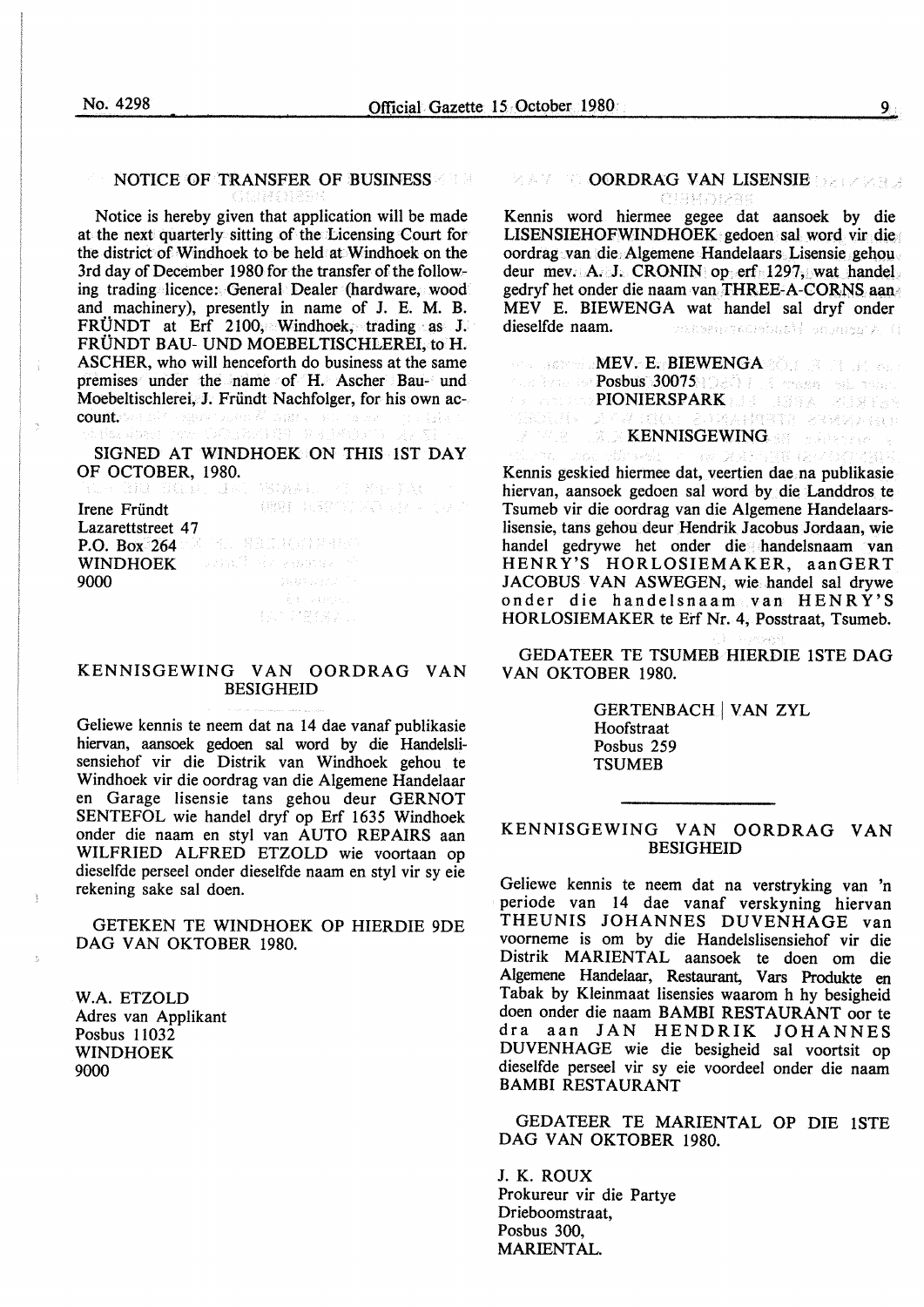## NOTICE OF TRANSFER OF BUSINESS

Notice is hereby given that application will be made at the next quarterly sitting of the Licensing Court for the district of Windhoek to be held at Windhoek on the 3rd day of December 1980 for the transfer of the following trading licence: General Dealer (hardware, wood and machinery), presently in name of J. E. M. B. FRÜNDT at Erf 2100, Windhoek, trading as J. FRÜNDT BAU- UND MOEBELTISCHLEREI, to H. ASCHER, who will henceforth do business at the same premises under the name of H. Ascher Bau- und Moebeltischlerei, J. Fründt Nachfolger, for his own account.

SIGNED AT WINDHOEK ON THIS 1ST DAY OF OCTOBER, 1980.

Irene Fründt
Lazarettstreet 47
P.O. Box 264
WINDHOEK
9000

## KENNISGEWING VAN OORDRAG VAN BESIGHEID

Geliewe kennis te neem dat na 14 dae vanaf publikasie hiervan, aansoek gedoen sal word by die Handelslisensiehof vir die Distrik van Windhoek gehou te Windhoek vir die oordrag van die Algemene Handelaar en Garage lisensie tans gehou deur GERNOT SENTEFOL wie handel dryf op Erf 1635 Windhoek onder die naam en styl van AUTO REPAIRS aan WILFRIED ALFRED ETZOLD wie voortaan op dieselfde perseel onder dieselfde naam en styl vir sy eie rekening sake sal doen.

GETEKEN TE WINDHOEK OP HIERDIE 9DE DAG VAN OKTOBER 1980.

W.A. ETZOLD
Adres van Applikant
Posbus 11032
WINDHOEK
9000

## OORDRAG VAN LISENSIE

Kennis word hiermee gegee dat aansoek by die LISENSIEHOFWINDHOEK gedoen sal word vir die oordrag van die Algemene Handelaars Lisensie gehou deur mev. A. J. CRONIN op erf 1297, wat handel gedryf het onder die naam van THREE-A-CORNS aan MEV E. BIEWENGA wat handel sal dryf onder dieselfde naam.

MEV. E. BIEWENGA
Posbus 30075
PIONIERSPARK

## KENNISGEWING

Kennis geskied hiermee dat, veertien dae na publikasie hiervan, aansoek gedoen sal word by die Landdros te Tsumeb vir die oordrag van die Algemene Handelaarslisensie, tans gehou deur Hendrik Jacobus Jordaan, wie handel gedrywe het onder die handelsnaam van HENRY'S HORLOSIEMAKER, aanGERT JACOBUS VAN ASWEGEN, wie handel sal drywe onder die handelsnaam van HENRY'S HORLOSIEMAKER te Erf Nr. 4, Posstraat, Tsumeb.

GEDATEER TE TSUMEB HIERDIE 1STE DAG VAN OKTOBER 1980.

GERTENBACH | VAN ZYL
Hoofstraat
Posbus 259
TSUMEB

## KENNISGEWING VAN OORDRAG VAN BESIGHEID

Geliewe kennis te neem dat na verstryking van 'n periode van 14 dae vanaf verskyning hiervan THEUNIS JOHANNES DUVENHAGE van voorneme is om by die Handelslisensiehof vir die Distrik MARIENTAL aansoek te doen om die Algemene Handelaar, Restaurant, Vars Produkte en Tabak by Kleinmaat lisensies waarom h hy besigheid doen onder die naam BAMBI RESTAURANT oor te dra aan JAN HENDRIK JOHANNES DUVENHAGE wie die besigheid sal voortsit op dieselfde perseel vir sy eie voordeel onder die naam BAMBI RESTAURANT

GEDATEER TE MARIENTAL OP DIE 1STE DAG VAN OKTOBER 1980.

J. K. ROUX
Prokureur vir die Partye
Drieboomstraat,
Posbus 300,
MARIENTAL.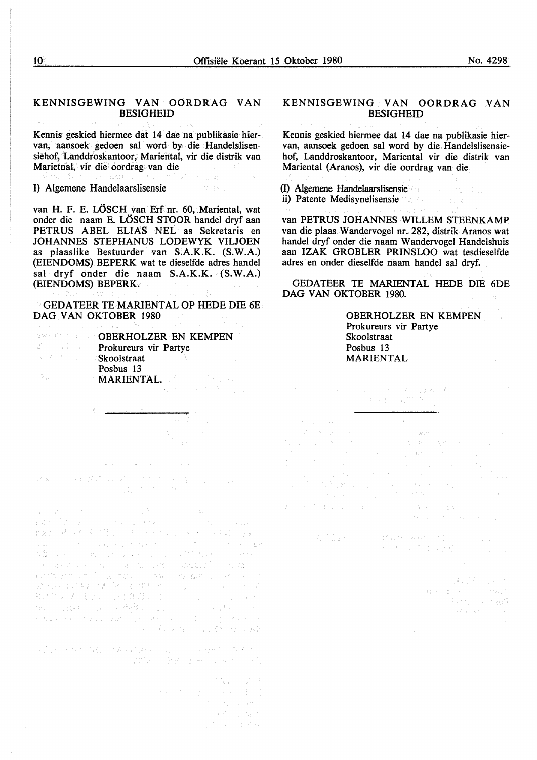## KENNISGEWING VAN OORDRAG VAN BESIGHEID

Kennis geskied hiermee dat 14 dae na publikasie hiervan, aansoek gedoen sal word by die Handelslisensiehof, Landdroskantoor, Mariental, vir die distrik van Marietnal, vir die oordrag van die

I) Algemene Handelaarslisensie

van H. F. E. LÖSCH van Erf nr. 60, Mariental, wat onder die naam E. LÖSCH STOOR handel dryf aan PETRUS ABEL ELIAS NEL as Sekretaris en JOHANNES STEPHANUS LODEWYK VILJOEN as plaaslike Bestuurder van S.A.K.K. (S.W.A.) (EIENDOMS) BEPERK wat te dieselfde adres handel sal dryf onder die naam S.A.K.K. (S.W.A.) (EIENDOMS) BEPERK.

GEDATEER TE MARIENTAL OP HEDE DIE 6E DAG VAN OKTOBER 1980

OBERHOLZER EN KEMPEN
Prokureurs vir Partye
Skoolstraat
Posbus 13
MARIENTAL.

---

## KENNISGEWING VAN OORDRAG VAN BESIGHEID

Kennis geskied hiermee dat 14 dae na publikasie hiervan, aansoek gedoen sal word by die Handelslisensiehof, Landdroskantoor, Mariental vir die distrik van Mariental (Aranos), vir die oordrag van die

(I) Algemene Handelaarslisensie
ii) Patente Medisynelisensie

van PETRUS JOHANNES WILLEM STEENKAMP van die plaas Wandervogel nr. 282, distrik Aranos wat handel dryf onder die naam Wandervogel Handelshuis aan IZAK GROBLER PRINSLOO wat tesdieselfde adres en onder dieselfde naam handel sal dryf.

GEDATEER TE MARIENTAL HEDE DIE 6DE DAG VAN OKTOBER 1980.

OBERHOLZER EN KEMPEN
Prokureurs vir Partye
Skoolstraat
Posbus 13
MARIENTAL